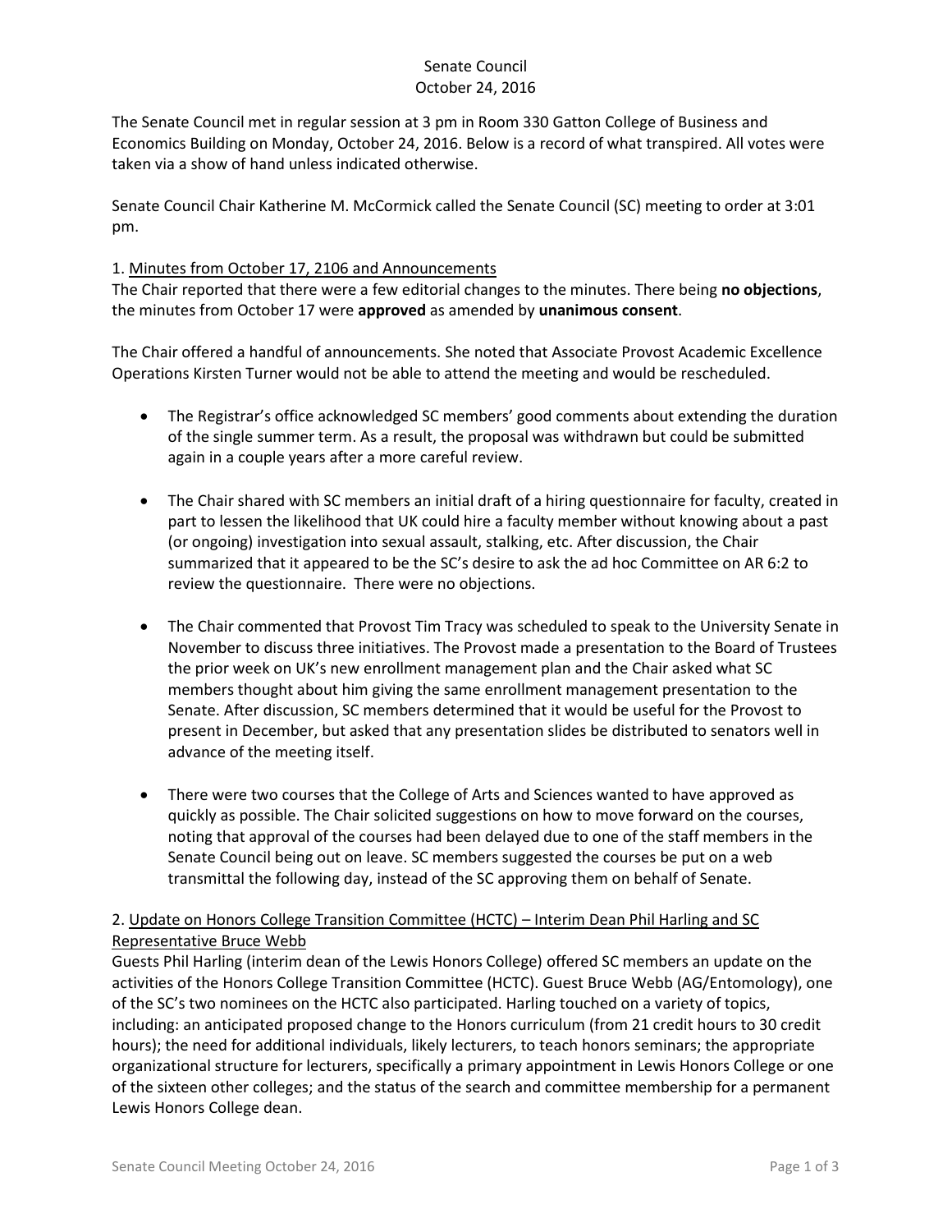Senate Council
October 24, 2016

The Senate Council met in regular session at 3 pm in Room 330 Gatton College of Business and Economics Building on Monday, October 24, 2016. Below is a record of what transpired. All votes were taken via a show of hand unless indicated otherwise.

Senate Council Chair Katherine M. McCormick called the Senate Council (SC) meeting to order at 3:01 pm.

1. Minutes from October 17, 2106 and Announcements

The Chair reported that there were a few editorial changes to the minutes. There being **no objections**, the minutes from October 17 were **approved** as amended by **unanimous consent**.

The Chair offered a handful of announcements. She noted that Associate Provost Academic Excellence Operations Kirsten Turner would not be able to attend the meeting and would be rescheduled.

- The Registrar's office acknowledged SC members' good comments about extending the duration of the single summer term. As a result, the proposal was withdrawn but could be submitted again in a couple years after a more careful review.
- The Chair shared with SC members an initial draft of a hiring questionnaire for faculty, created in part to lessen the likelihood that UK could hire a faculty member without knowing about a past (or ongoing) investigation into sexual assault, stalking, etc. After discussion, the Chair summarized that it appeared to be the SC's desire to ask the ad hoc Committee on AR 6:2 to review the questionnaire. There were no objections.
- The Chair commented that Provost Tim Tracy was scheduled to speak to the University Senate in November to discuss three initiatives. The Provost made a presentation to the Board of Trustees the prior week on UK's new enrollment management plan and the Chair asked what SC members thought about him giving the same enrollment management presentation to the Senate. After discussion, SC members determined that it would be useful for the Provost to present in December, but asked that any presentation slides be distributed to senators well in advance of the meeting itself.
- There were two courses that the College of Arts and Sciences wanted to have approved as quickly as possible. The Chair solicited suggestions on how to move forward on the courses, noting that approval of the courses had been delayed due to one of the staff members in the Senate Council being out on leave. SC members suggested the courses be put on a web transmittal the following day, instead of the SC approving them on behalf of Senate.

2. Update on Honors College Transition Committee (HCTC) – Interim Dean Phil Harling and SC Representative Bruce Webb

Guests Phil Harling (interim dean of the Lewis Honors College) offered SC members an update on the activities of the Honors College Transition Committee (HCTC). Guest Bruce Webb (AG/Entomology), one of the SC's two nominees on the HCTC also participated. Harling touched on a variety of topics, including: an anticipated proposed change to the Honors curriculum (from 21 credit hours to 30 credit hours); the need for additional individuals, likely lecturers, to teach honors seminars; the appropriate organizational structure for lecturers, specifically a primary appointment in Lewis Honors College or one of the sixteen other colleges; and the status of the search and committee membership for a permanent Lewis Honors College dean.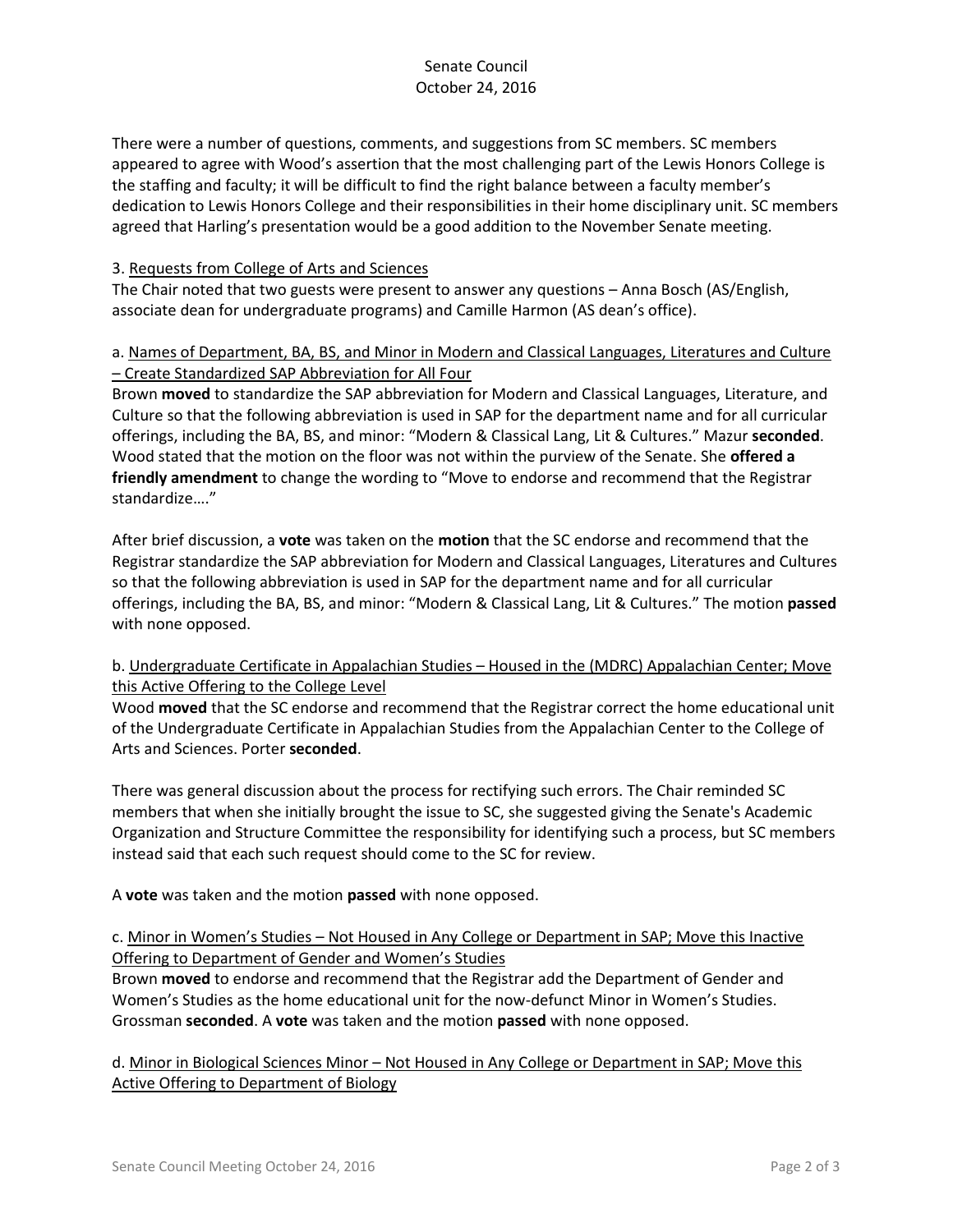There were a number of questions, comments, and suggestions from SC members. SC members appeared to agree with Wood's assertion that the most challenging part of the Lewis Honors College is the staffing and faculty; it will be difficult to find the right balance between a faculty member's dedication to Lewis Honors College and their responsibilities in their home disciplinary unit. SC members agreed that Harling's presentation would be a good addition to the November Senate meeting.

3. <u>Requests from College of Arts and Sciences</u>

The Chair noted that two guests were present to answer any questions – Anna Bosch (AS/English, associate dean for undergraduate programs) and Camille Harmon (AS dean's office).

a. <u>Names of Department, BA, BS, and Minor in Modern and Classical Languages, Literatures and Culture – Create Standardized SAP Abbreviation for All Four</u>

Brown **moved** to standardize the SAP abbreviation for Modern and Classical Languages, Literature, and Culture so that the following abbreviation is used in SAP for the department name and for all curricular offerings, including the BA, BS, and minor: "Modern & Classical Lang, Lit & Cultures." Mazur **seconded**. Wood stated that the motion on the floor was not within the purview of the Senate. She **offered a friendly amendment** to change the wording to "Move to endorse and recommend that the Registrar standardize…."

After brief discussion, a **vote** was taken on the **motion** that the SC endorse and recommend that the Registrar standardize the SAP abbreviation for Modern and Classical Languages, Literatures and Cultures so that the following abbreviation is used in SAP for the department name and for all curricular offerings, including the BA, BS, and minor: "Modern & Classical Lang, Lit & Cultures." The motion **passed** with none opposed.

b. <u>Undergraduate Certificate in Appalachian Studies – Housed in the (MDRC) Appalachian Center; Move this Active Offering to the College Level</u>

Wood **moved** that the SC endorse and recommend that the Registrar correct the home educational unit of the Undergraduate Certificate in Appalachian Studies from the Appalachian Center to the College of Arts and Sciences. Porter **seconded**.

There was general discussion about the process for rectifying such errors. The Chair reminded SC members that when she initially brought the issue to SC, she suggested giving the Senate's Academic Organization and Structure Committee the responsibility for identifying such a process, but SC members instead said that each such request should come to the SC for review.

A **vote** was taken and the motion **passed** with none opposed.

c. <u>Minor in Women's Studies – Not Housed in Any College or Department in SAP; Move this Inactive Offering to Department of Gender and Women's Studies</u>

Brown **moved** to endorse and recommend that the Registrar add the Department of Gender and Women's Studies as the home educational unit for the now-defunct Minor in Women's Studies. Grossman **seconded**. A **vote** was taken and the motion **passed** with none opposed.

d. <u>Minor in Biological Sciences Minor – Not Housed in Any College or Department in SAP; Move this Active Offering to Department of Biology</u>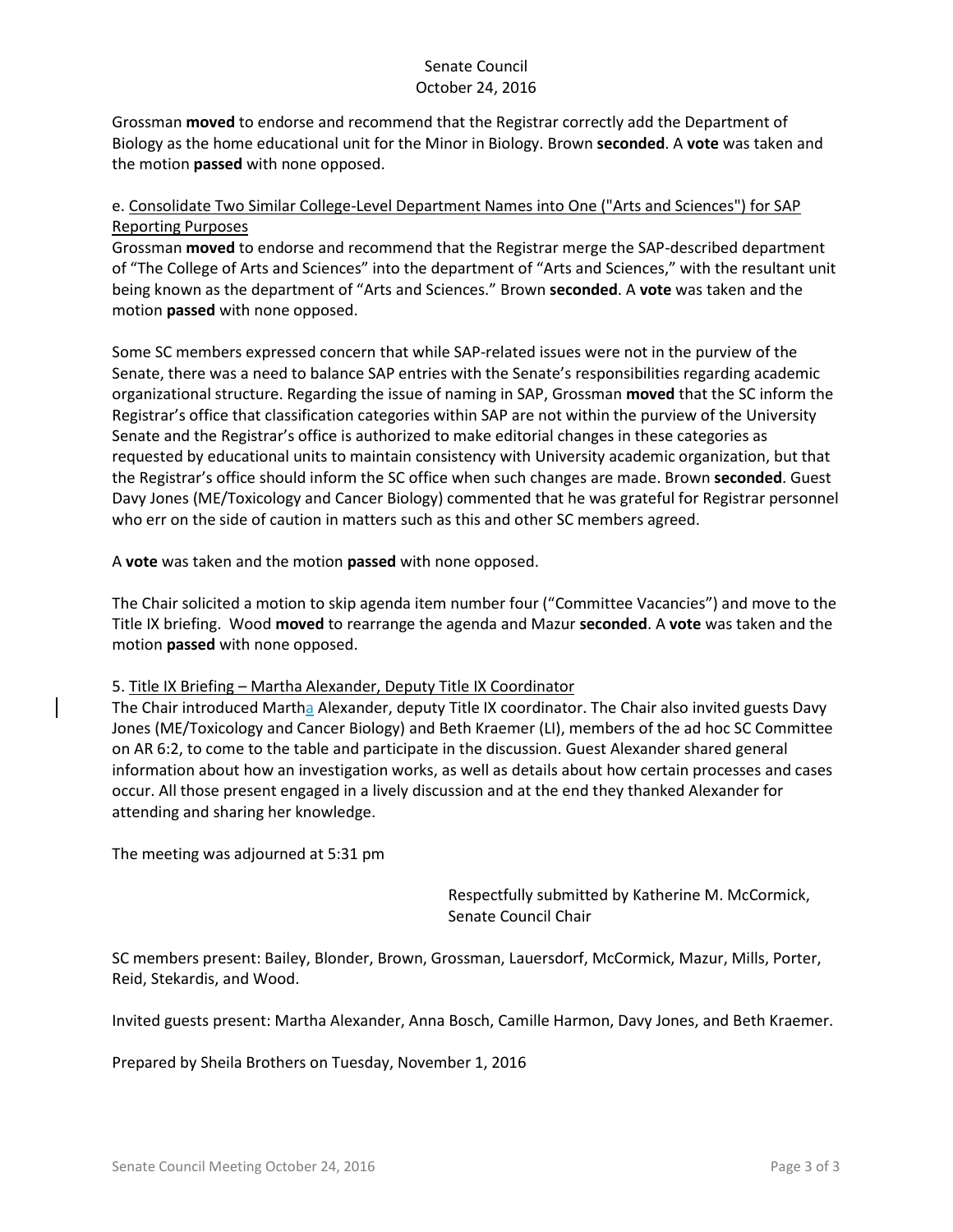Grossman **moved** to endorse and recommend that the Registrar correctly add the Department of Biology as the home educational unit for the Minor in Biology. Brown **seconded**. A **vote** was taken and the motion **passed** with none opposed.

e. Consolidate Two Similar College-Level Department Names into One ("Arts and Sciences") for SAP Reporting Purposes

Grossman **moved** to endorse and recommend that the Registrar merge the SAP-described department of "The College of Arts and Sciences" into the department of "Arts and Sciences," with the resultant unit being known as the department of "Arts and Sciences." Brown **seconded**. A **vote** was taken and the motion **passed** with none opposed.

Some SC members expressed concern that while SAP-related issues were not in the purview of the Senate, there was a need to balance SAP entries with the Senate's responsibilities regarding academic organizational structure. Regarding the issue of naming in SAP, Grossman **moved** that the SC inform the Registrar's office that classification categories within SAP are not within the purview of the University Senate and the Registrar's office is authorized to make editorial changes in these categories as requested by educational units to maintain consistency with University academic organization, but that the Registrar's office should inform the SC office when such changes are made. Brown **seconded**. Guest Davy Jones (ME/Toxicology and Cancer Biology) commented that he was grateful for Registrar personnel who err on the side of caution in matters such as this and other SC members agreed.

A **vote** was taken and the motion **passed** with none opposed.

The Chair solicited a motion to skip agenda item number four ("Committee Vacancies") and move to the Title IX briefing. Wood **moved** to rearrange the agenda and Mazur **seconded**. A **vote** was taken and the motion **passed** with none opposed.

5. Title IX Briefing – Martha Alexander, Deputy Title IX Coordinator

The Chair introduced Martha Alexander, deputy Title IX coordinator. The Chair also invited guests Davy Jones (ME/Toxicology and Cancer Biology) and Beth Kraemer (LI), members of the ad hoc SC Committee on AR 6:2, to come to the table and participate in the discussion. Guest Alexander shared general information about how an investigation works, as well as details about how certain processes and cases occur. All those present engaged in a lively discussion and at the end they thanked Alexander for attending and sharing her knowledge.

The meeting was adjourned at 5:31 pm

Respectfully submitted by Katherine M. McCormick,
Senate Council Chair

SC members present: Bailey, Blonder, Brown, Grossman, Lauersdorf, McCormick, Mazur, Mills, Porter, Reid, Stekardis, and Wood.

Invited guests present: Martha Alexander, Anna Bosch, Camille Harmon, Davy Jones, and Beth Kraemer.

Prepared by Sheila Brothers on Tuesday, November 1, 2016